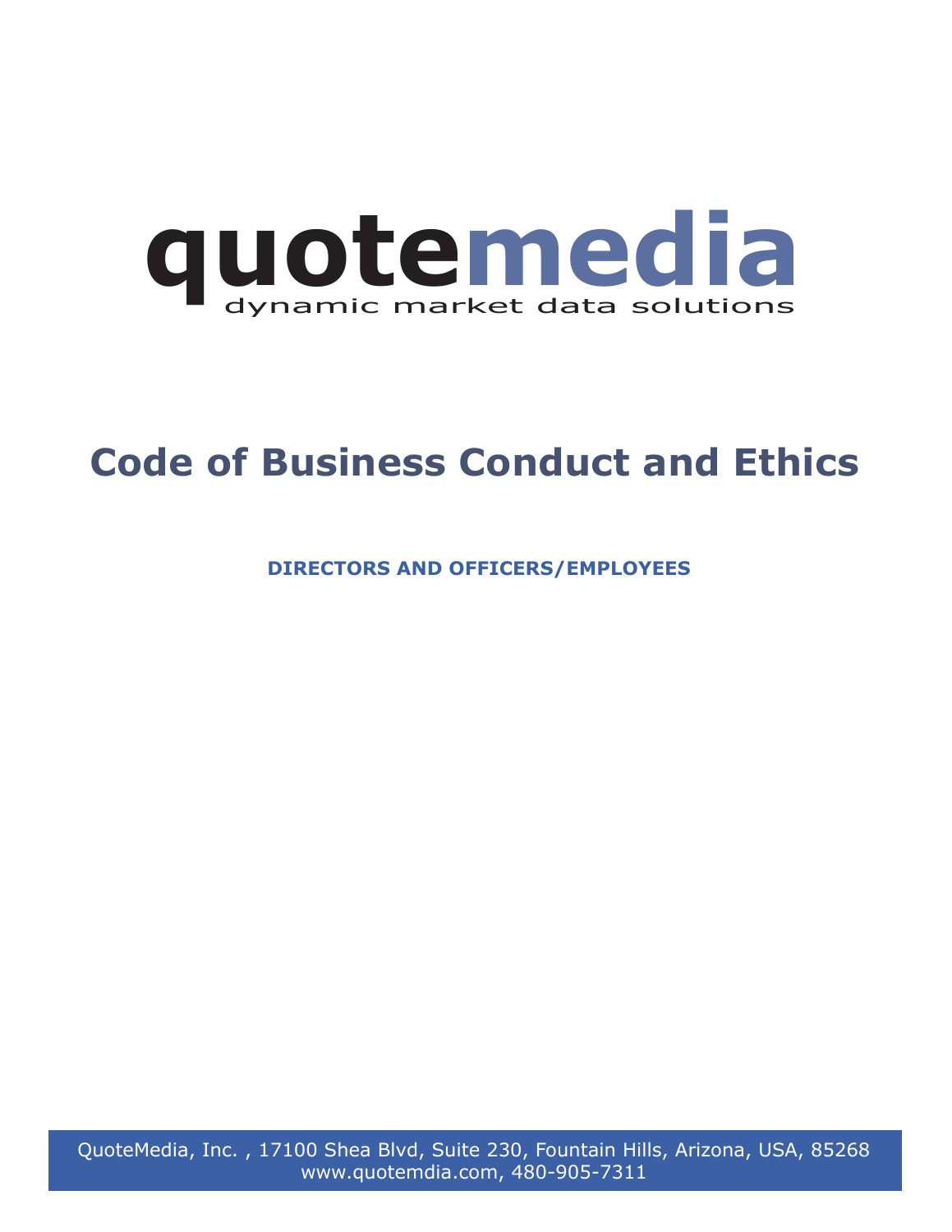quotemedia

dynamic market data solutions

# Code of Business Conduct and Ethics

**DIRECTORS AND OFFICERS/EMPLOYEES**

QuoteMedia, Inc. , 17100 Shea Blvd, Suite 230, Fountain Hills, Arizona, USA, 85268
www.quotemdia.com, 480-905-7311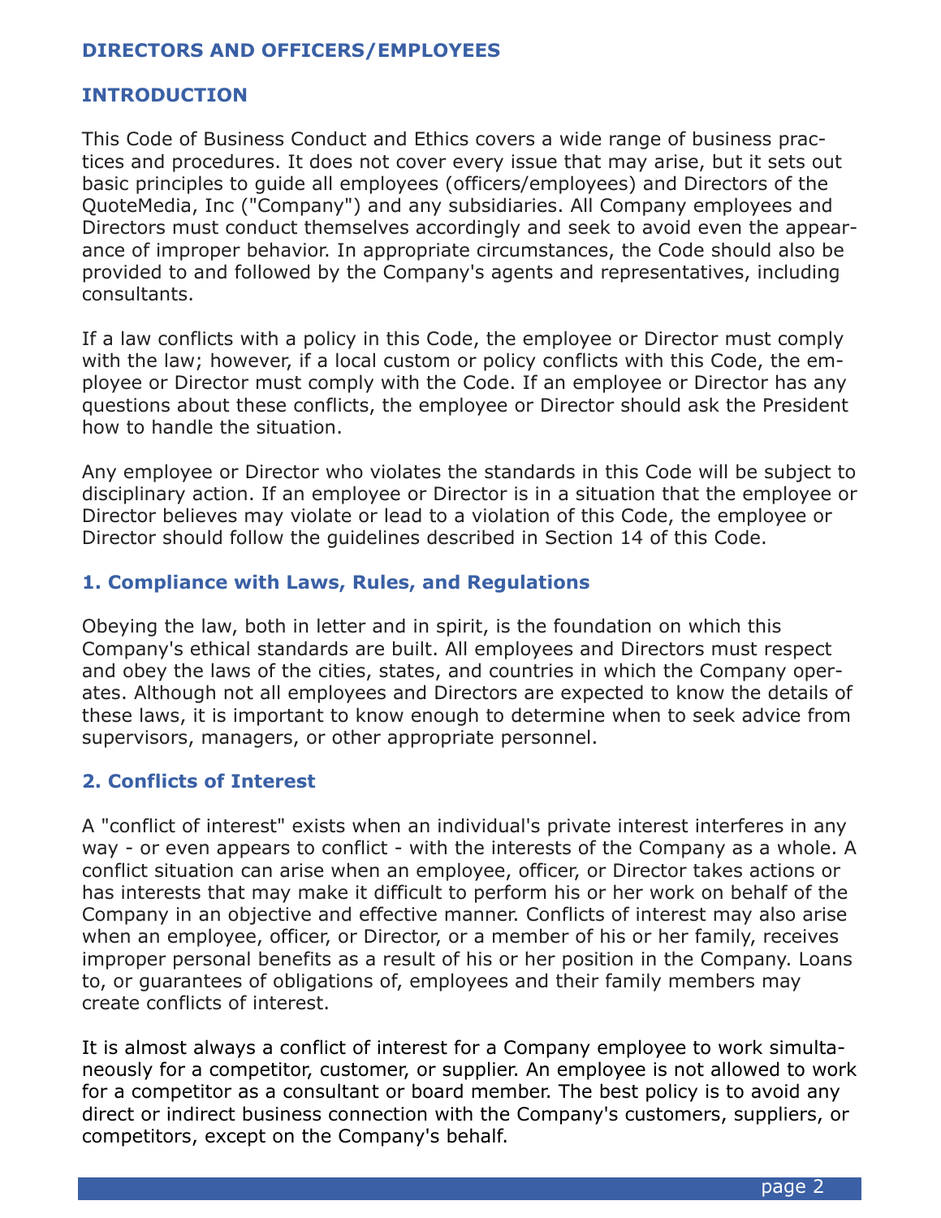## DIRECTORS AND OFFICERS/EMPLOYEES

## INTRODUCTION

This Code of Business Conduct and Ethics covers a wide range of business practices and procedures. It does not cover every issue that may arise, but it sets out basic principles to guide all employees (officers/employees) and Directors of the QuoteMedia, Inc ("Company") and any subsidiaries. All Company employees and Directors must conduct themselves accordingly and seek to avoid even the appearance of improper behavior. In appropriate circumstances, the Code should also be provided to and followed by the Company's agents and representatives, including consultants.

If a law conflicts with a policy in this Code, the employee or Director must comply with the law; however, if a local custom or policy conflicts with this Code, the employee or Director must comply with the Code. If an employee or Director has any questions about these conflicts, the employee or Director should ask the President how to handle the situation.

Any employee or Director who violates the standards in this Code will be subject to disciplinary action. If an employee or Director is in a situation that the employee or Director believes may violate or lead to a violation of this Code, the employee or Director should follow the guidelines described in Section 14 of this Code.

### 1. Compliance with Laws, Rules, and Regulations

Obeying the law, both in letter and in spirit, is the foundation on which this Company's ethical standards are built. All employees and Directors must respect and obey the laws of the cities, states, and countries in which the Company operates. Although not all employees and Directors are expected to know the details of these laws, it is important to know enough to determine when to seek advice from supervisors, managers, or other appropriate personnel.

### 2. Conflicts of Interest

A "conflict of interest" exists when an individual's private interest interferes in any way - or even appears to conflict - with the interests of the Company as a whole. A conflict situation can arise when an employee, officer, or Director takes actions or has interests that may make it difficult to perform his or her work on behalf of the Company in an objective and effective manner. Conflicts of interest may also arise when an employee, officer, or Director, or a member of his or her family, receives improper personal benefits as a result of his or her position in the Company. Loans to, or guarantees of obligations of, employees and their family members may create conflicts of interest.

It is almost always a conflict of interest for a Company employee to work simultaneously for a competitor, customer, or supplier. An employee is not allowed to work for a competitor as a consultant or board member. The best policy is to avoid any direct or indirect business connection with the Company's customers, suppliers, or competitors, except on the Company's behalf.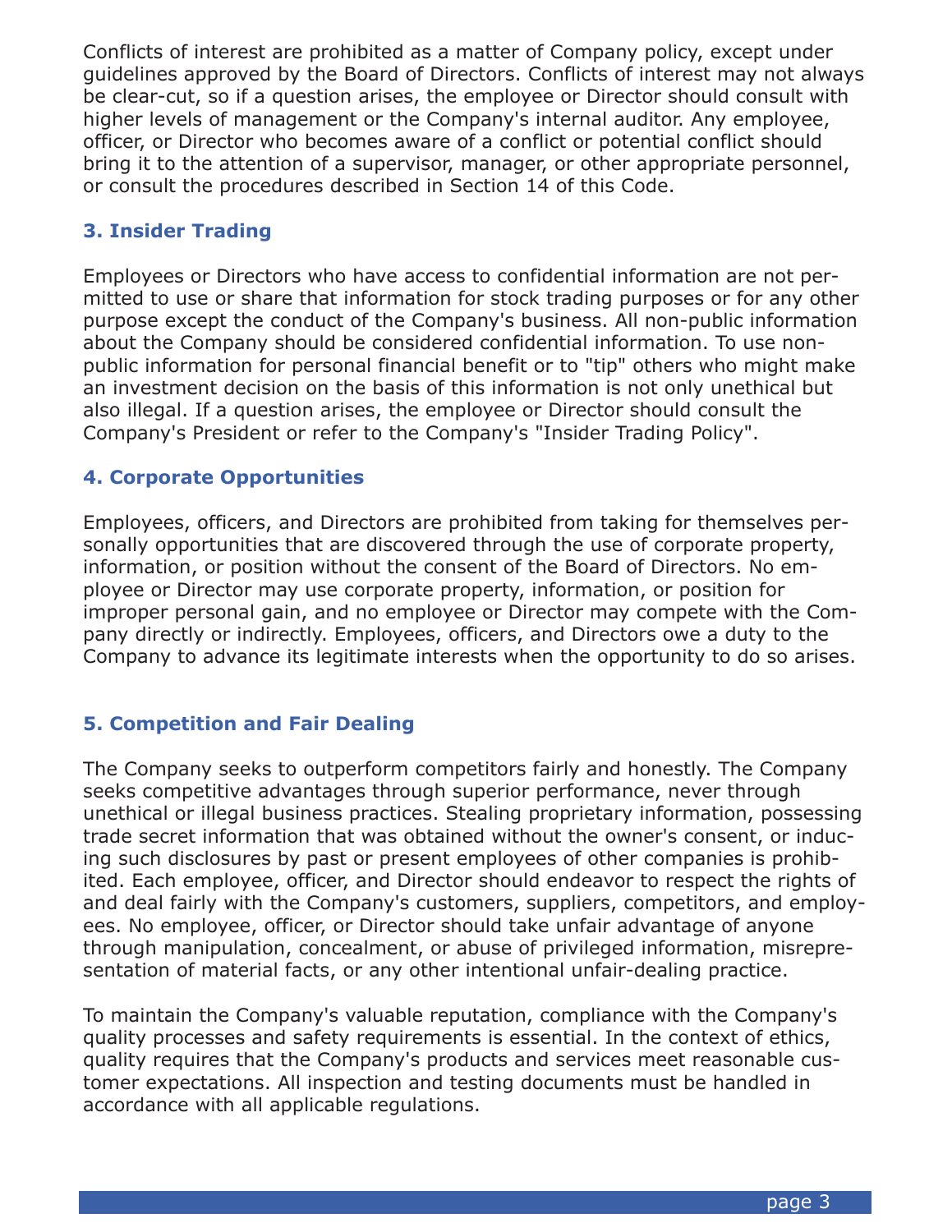Conflicts of interest are prohibited as a matter of Company policy, except under guidelines approved by the Board of Directors. Conflicts of interest may not always be clear-cut, so if a question arises, the employee or Director should consult with higher levels of management or the Company's internal auditor. Any employee, officer, or Director who becomes aware of a conflict or potential conflict should bring it to the attention of a supervisor, manager, or other appropriate personnel, or consult the procedures described in Section 14 of this Code.

## 3. Insider Trading

Employees or Directors who have access to confidential information are not permitted to use or share that information for stock trading purposes or for any other purpose except the conduct of the Company's business. All non-public information about the Company should be considered confidential information. To use non-public information for personal financial benefit or to "tip" others who might make an investment decision on the basis of this information is not only unethical but also illegal. If a question arises, the employee or Director should consult the Company's President or refer to the Company's "Insider Trading Policy".

## 4. Corporate Opportunities

Employees, officers, and Directors are prohibited from taking for themselves personally opportunities that are discovered through the use of corporate property, information, or position without the consent of the Board of Directors. No employee or Director may use corporate property, information, or position for improper personal gain, and no employee or Director may compete with the Company directly or indirectly. Employees, officers, and Directors owe a duty to the Company to advance its legitimate interests when the opportunity to do so arises.

## 5. Competition and Fair Dealing

The Company seeks to outperform competitors fairly and honestly. The Company seeks competitive advantages through superior performance, never through unethical or illegal business practices. Stealing proprietary information, possessing trade secret information that was obtained without the owner's consent, or inducing such disclosures by past or present employees of other companies is prohibited. Each employee, officer, and Director should endeavor to respect the rights of and deal fairly with the Company's customers, suppliers, competitors, and employees. No employee, officer, or Director should take unfair advantage of anyone through manipulation, concealment, or abuse of privileged information, misrepresentation of material facts, or any other intentional unfair-dealing practice.

To maintain the Company's valuable reputation, compliance with the Company's quality processes and safety requirements is essential. In the context of ethics, quality requires that the Company's products and services meet reasonable customer expectations. All inspection and testing documents must be handled in accordance with all applicable regulations.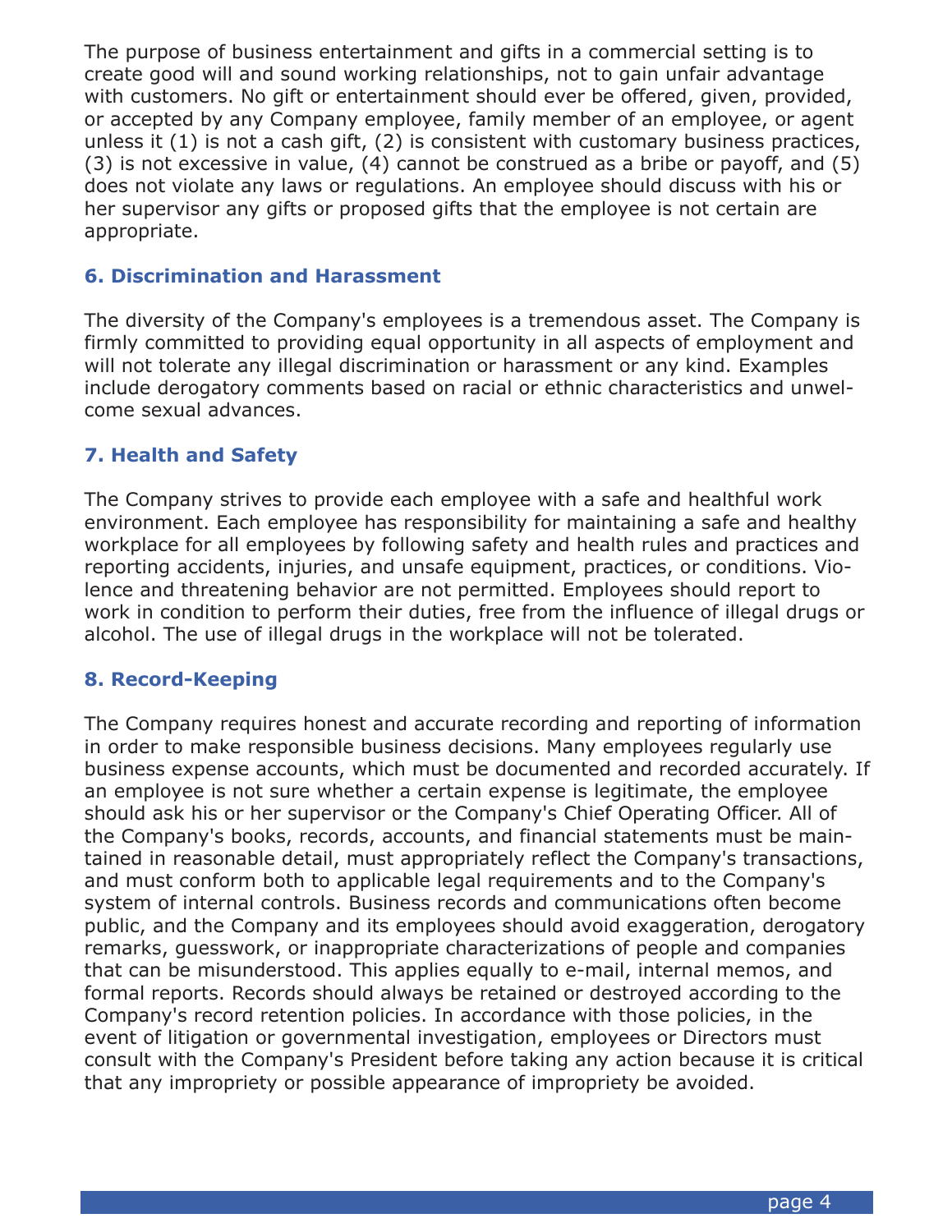The purpose of business entertainment and gifts in a commercial setting is to create good will and sound working relationships, not to gain unfair advantage with customers. No gift or entertainment should ever be offered, given, provided, or accepted by any Company employee, family member of an employee, or agent unless it (1) is not a cash gift, (2) is consistent with customary business practices, (3) is not excessive in value, (4) cannot be construed as a bribe or payoff, and (5) does not violate any laws or regulations. An employee should discuss with his or her supervisor any gifts or proposed gifts that the employee is not certain are appropriate.

## 6. Discrimination and Harassment

The diversity of the Company's employees is a tremendous asset. The Company is firmly committed to providing equal opportunity in all aspects of employment and will not tolerate any illegal discrimination or harassment or any kind. Examples include derogatory comments based on racial or ethnic characteristics and unwelcome sexual advances.

## 7. Health and Safety

The Company strives to provide each employee with a safe and healthful work environment. Each employee has responsibility for maintaining a safe and healthy workplace for all employees by following safety and health rules and practices and reporting accidents, injuries, and unsafe equipment, practices, or conditions. Violence and threatening behavior are not permitted. Employees should report to work in condition to perform their duties, free from the influence of illegal drugs or alcohol. The use of illegal drugs in the workplace will not be tolerated.

## 8. Record-Keeping

The Company requires honest and accurate recording and reporting of information in order to make responsible business decisions. Many employees regularly use business expense accounts, which must be documented and recorded accurately. If an employee is not sure whether a certain expense is legitimate, the employee should ask his or her supervisor or the Company's Chief Operating Officer. All of the Company's books, records, accounts, and financial statements must be maintained in reasonable detail, must appropriately reflect the Company's transactions, and must conform both to applicable legal requirements and to the Company's system of internal controls. Business records and communications often become public, and the Company and its employees should avoid exaggeration, derogatory remarks, guesswork, or inappropriate characterizations of people and companies that can be misunderstood. This applies equally to e-mail, internal memos, and formal reports. Records should always be retained or destroyed according to the Company's record retention policies. In accordance with those policies, in the event of litigation or governmental investigation, employees or Directors must consult with the Company's President before taking any action because it is critical that any impropriety or possible appearance of impropriety be avoided.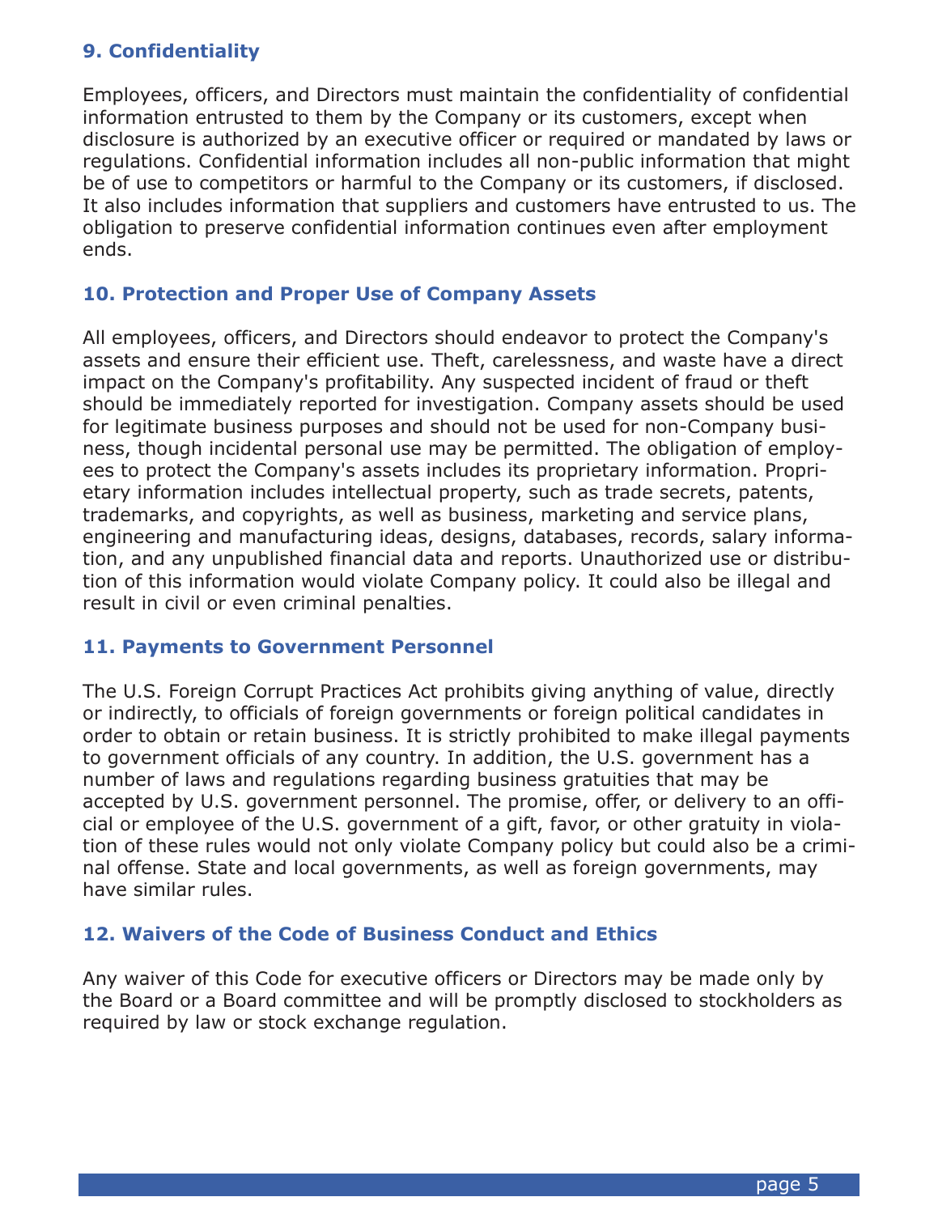## 9. Confidentiality

Employees, officers, and Directors must maintain the confidentiality of confidential information entrusted to them by the Company or its customers, except when disclosure is authorized by an executive officer or required or mandated by laws or regulations. Confidential information includes all non-public information that might be of use to competitors or harmful to the Company or its customers, if disclosed. It also includes information that suppliers and customers have entrusted to us. The obligation to preserve confidential information continues even after employment ends.

## 10. Protection and Proper Use of Company Assets

All employees, officers, and Directors should endeavor to protect the Company's assets and ensure their efficient use. Theft, carelessness, and waste have a direct impact on the Company's profitability. Any suspected incident of fraud or theft should be immediately reported for investigation. Company assets should be used for legitimate business purposes and should not be used for non-Company business, though incidental personal use may be permitted. The obligation of employees to protect the Company's assets includes its proprietary information. Proprietary information includes intellectual property, such as trade secrets, patents, trademarks, and copyrights, as well as business, marketing and service plans, engineering and manufacturing ideas, designs, databases, records, salary information, and any unpublished financial data and reports. Unauthorized use or distribution of this information would violate Company policy. It could also be illegal and result in civil or even criminal penalties.

## 11. Payments to Government Personnel

The U.S. Foreign Corrupt Practices Act prohibits giving anything of value, directly or indirectly, to officials of foreign governments or foreign political candidates in order to obtain or retain business. It is strictly prohibited to make illegal payments to government officials of any country. In addition, the U.S. government has a number of laws and regulations regarding business gratuities that may be accepted by U.S. government personnel. The promise, offer, or delivery to an official or employee of the U.S. government of a gift, favor, or other gratuity in violation of these rules would not only violate Company policy but could also be a criminal offense. State and local governments, as well as foreign governments, may have similar rules.

## 12. Waivers of the Code of Business Conduct and Ethics

Any waiver of this Code for executive officers or Directors may be made only by the Board or a Board committee and will be promptly disclosed to stockholders as required by law or stock exchange regulation.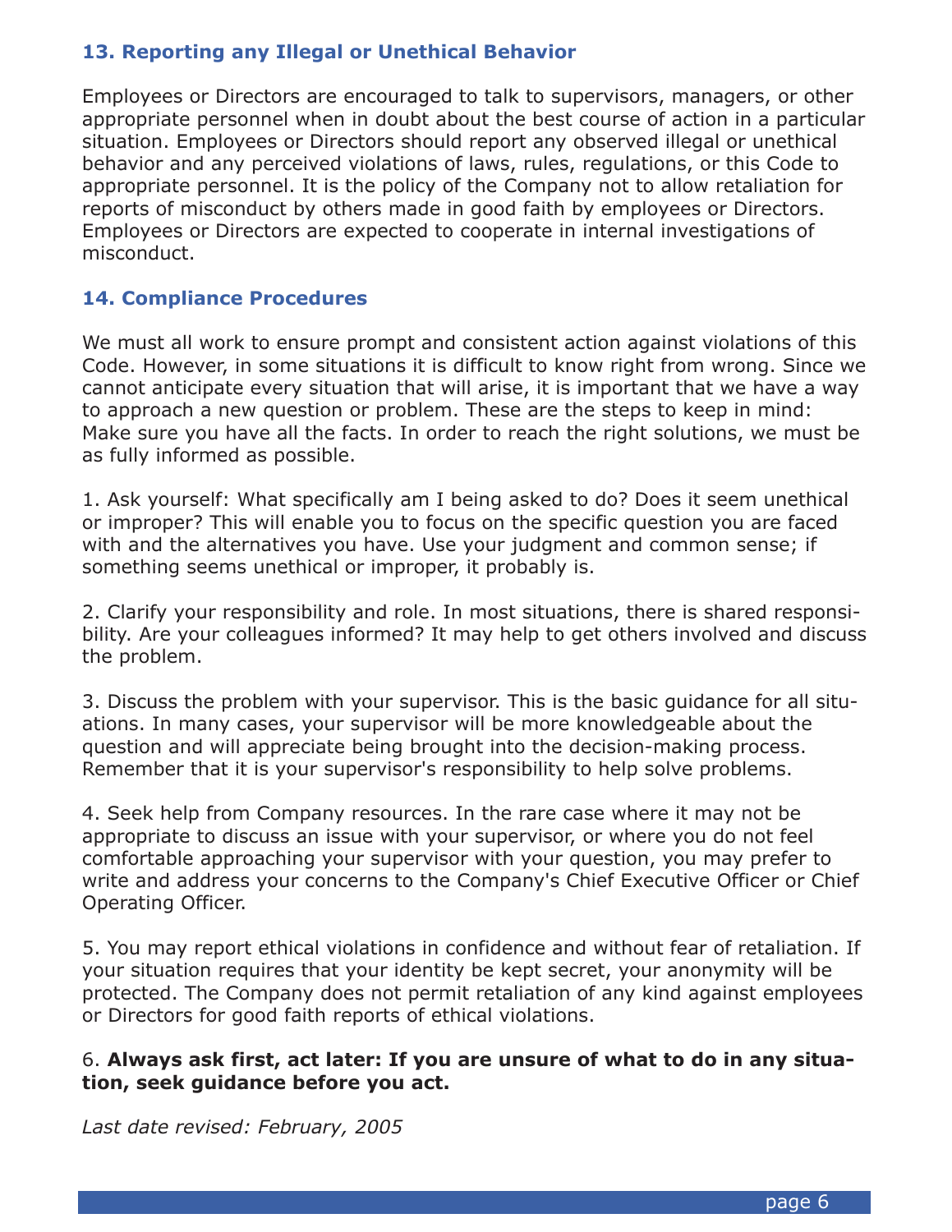### 13. Reporting any Illegal or Unethical Behavior

Employees or Directors are encouraged to talk to supervisors, managers, or other appropriate personnel when in doubt about the best course of action in a particular situation. Employees or Directors should report any observed illegal or unethical behavior and any perceived violations of laws, rules, regulations, or this Code to appropriate personnel. It is the policy of the Company not to allow retaliation for reports of misconduct by others made in good faith by employees or Directors. Employees or Directors are expected to cooperate in internal investigations of misconduct.

### 14. Compliance Procedures

We must all work to ensure prompt and consistent action against violations of this Code. However, in some situations it is difficult to know right from wrong. Since we cannot anticipate every situation that will arise, it is important that we have a way to approach a new question or problem. These are the steps to keep in mind: Make sure you have all the facts. In order to reach the right solutions, we must be as fully informed as possible.

1. Ask yourself: What specifically am I being asked to do? Does it seem unethical or improper? This will enable you to focus on the specific question you are faced with and the alternatives you have. Use your judgment and common sense; if something seems unethical or improper, it probably is.

2. Clarify your responsibility and role. In most situations, there is shared responsibility. Are your colleagues informed? It may help to get others involved and discuss the problem.

3. Discuss the problem with your supervisor. This is the basic guidance for all situations. In many cases, your supervisor will be more knowledgeable about the question and will appreciate being brought into the decision-making process. Remember that it is your supervisor's responsibility to help solve problems.

4. Seek help from Company resources. In the rare case where it may not be appropriate to discuss an issue with your supervisor, or where you do not feel comfortable approaching your supervisor with your question, you may prefer to write and address your concerns to the Company's Chief Executive Officer or Chief Operating Officer.

5. You may report ethical violations in confidence and without fear of retaliation. If your situation requires that your identity be kept secret, your anonymity will be protected. The Company does not permit retaliation of any kind against employees or Directors for good faith reports of ethical violations.

6. **Always ask first, act later: If you are unsure of what to do in any situation, seek guidance before you act.**

*Last date revised: February, 2005*